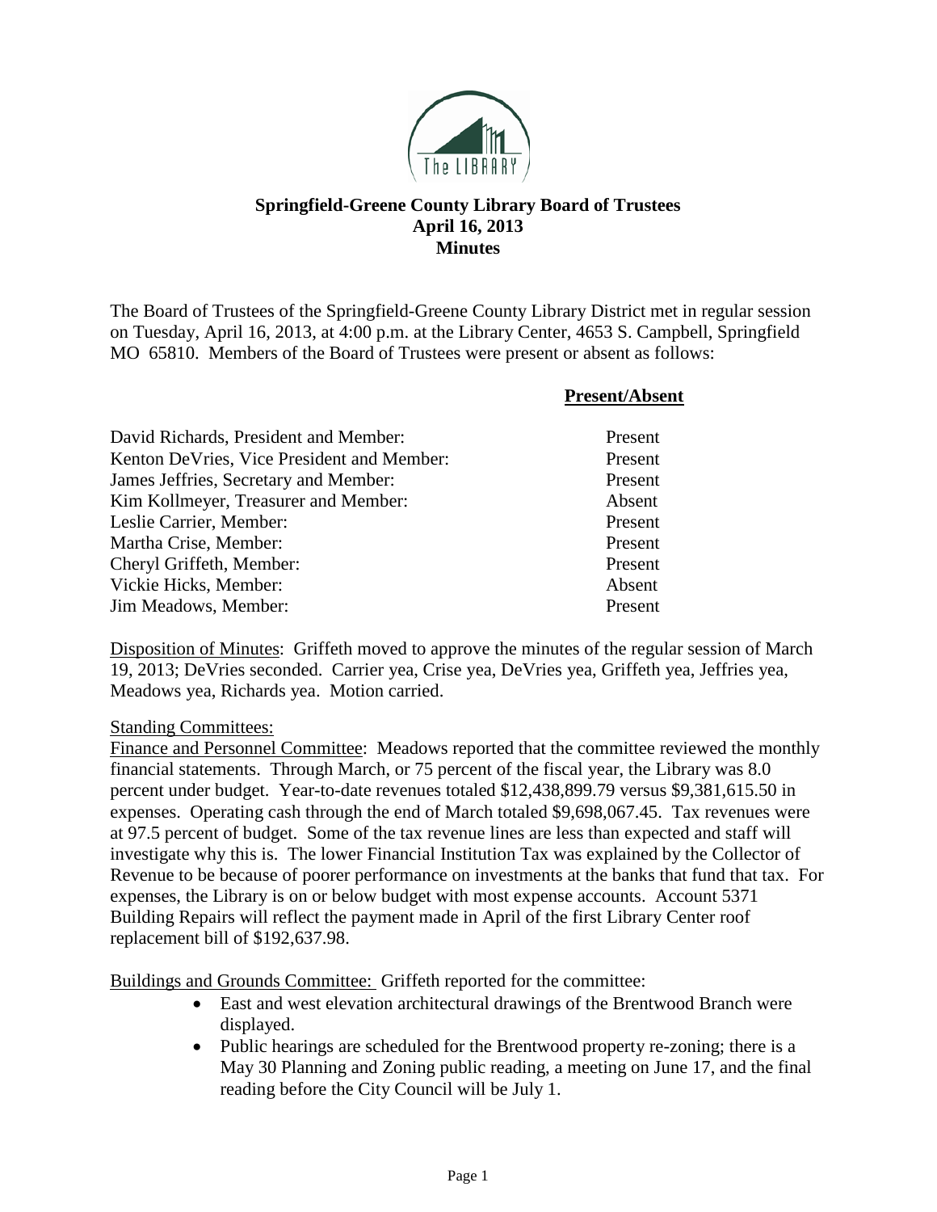# Springfield-Greene County Library Board of Trustees
## April 16, 2013
## Minutes

The Board of Trustees of the Springfield-Greene County Library District met in regular session on Tuesday, April 16, 2013, at 4:00 p.m. at the Library Center, 4653 S. Campbell, Springfield MO 65810. Members of the Board of Trustees were present or absent as follows:

| | **Present/Absent** |
|---|---|
| David Richards, President and Member: | Present |
| Kenton DeVries, Vice President and Member: | Present |
| James Jeffries, Secretary and Member: | Present |
| Kim Kollmeyer, Treasurer and Member: | Absent |
| Leslie Carrier, Member: | Present |
| Martha Crise, Member: | Present |
| Cheryl Griffeth, Member: | Present |
| Vickie Hicks, Member: | Absent |
| Jim Meadows, Member: | Present |

Disposition of Minutes: Griffeth moved to approve the minutes of the regular session of March 19, 2013; DeVries seconded. Carrier yea, Crise yea, DeVries yea, Griffeth yea, Jeffries yea, Meadows yea, Richards yea. Motion carried.

Standing Committees:

Finance and Personnel Committee: Meadows reported that the committee reviewed the monthly financial statements. Through March, or 75 percent of the fiscal year, the Library was 8.0 percent under budget. Year-to-date revenues totaled $12,438,899.79 versus $9,381,615.50 in expenses. Operating cash through the end of March totaled $9,698,067.45. Tax revenues were at 97.5 percent of budget. Some of the tax revenue lines are less than expected and staff will investigate why this is. The lower Financial Institution Tax was explained by the Collector of Revenue to be because of poorer performance on investments at the banks that fund that tax. For expenses, the Library is on or below budget with most expense accounts. Account 5371 Building Repairs will reflect the payment made in April of the first Library Center roof replacement bill of $192,637.98.

Buildings and Grounds Committee: Griffeth reported for the committee:

- East and west elevation architectural drawings of the Brentwood Branch were displayed.
- Public hearings are scheduled for the Brentwood property re-zoning; there is a May 30 Planning and Zoning public reading, a meeting on June 17, and the final reading before the City Council will be July 1.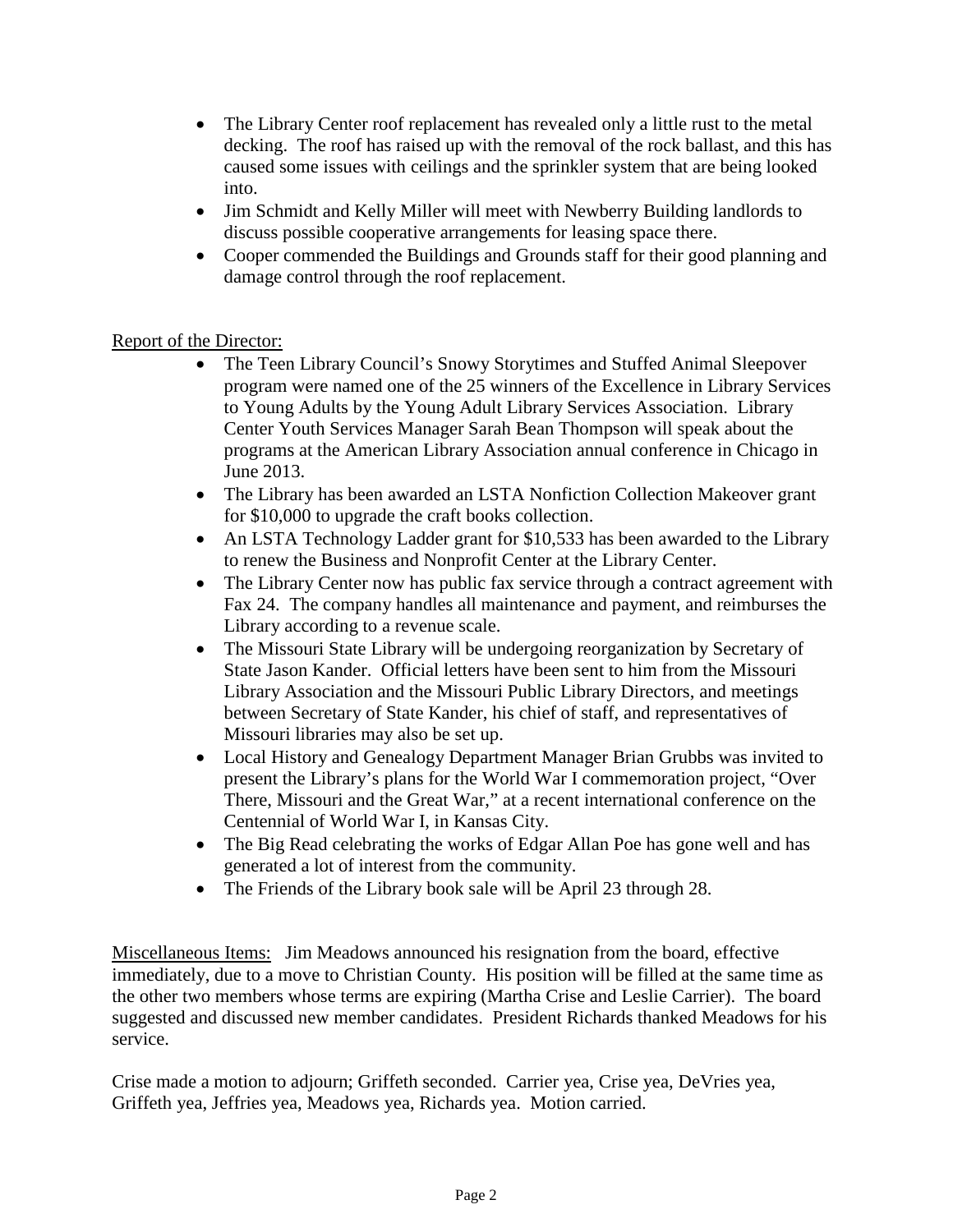- The Library Center roof replacement has revealed only a little rust to the metal decking. The roof has raised up with the removal of the rock ballast, and this has caused some issues with ceilings and the sprinkler system that are being looked into.
- Jim Schmidt and Kelly Miller will meet with Newberry Building landlords to discuss possible cooperative arrangements for leasing space there.
- Cooper commended the Buildings and Grounds staff for their good planning and damage control through the roof replacement.

<u>Report of the Director:</u>

- The Teen Library Council's Snowy Storytimes and Stuffed Animal Sleepover program were named one of the 25 winners of the Excellence in Library Services to Young Adults by the Young Adult Library Services Association. Library Center Youth Services Manager Sarah Bean Thompson will speak about the programs at the American Library Association annual conference in Chicago in June 2013.
- The Library has been awarded an LSTA Nonfiction Collection Makeover grant for $10,000 to upgrade the craft books collection.
- An LSTA Technology Ladder grant for $10,533 has been awarded to the Library to renew the Business and Nonprofit Center at the Library Center.
- The Library Center now has public fax service through a contract agreement with Fax 24. The company handles all maintenance and payment, and reimburses the Library according to a revenue scale.
- The Missouri State Library will be undergoing reorganization by Secretary of State Jason Kander. Official letters have been sent to him from the Missouri Library Association and the Missouri Public Library Directors, and meetings between Secretary of State Kander, his chief of staff, and representatives of Missouri libraries may also be set up.
- Local History and Genealogy Department Manager Brian Grubbs was invited to present the Library's plans for the World War I commemoration project, "Over There, Missouri and the Great War," at a recent international conference on the Centennial of World War I, in Kansas City.
- The Big Read celebrating the works of Edgar Allan Poe has gone well and has generated a lot of interest from the community.
- The Friends of the Library book sale will be April 23 through 28.

<u>Miscellaneous Items:</u> Jim Meadows announced his resignation from the board, effective immediately, due to a move to Christian County. His position will be filled at the same time as the other two members whose terms are expiring (Martha Crise and Leslie Carrier). The board suggested and discussed new member candidates. President Richards thanked Meadows for his service.

Crise made a motion to adjourn; Griffeth seconded. Carrier yea, Crise yea, DeVries yea, Griffeth yea, Jeffries yea, Meadows yea, Richards yea. Motion carried.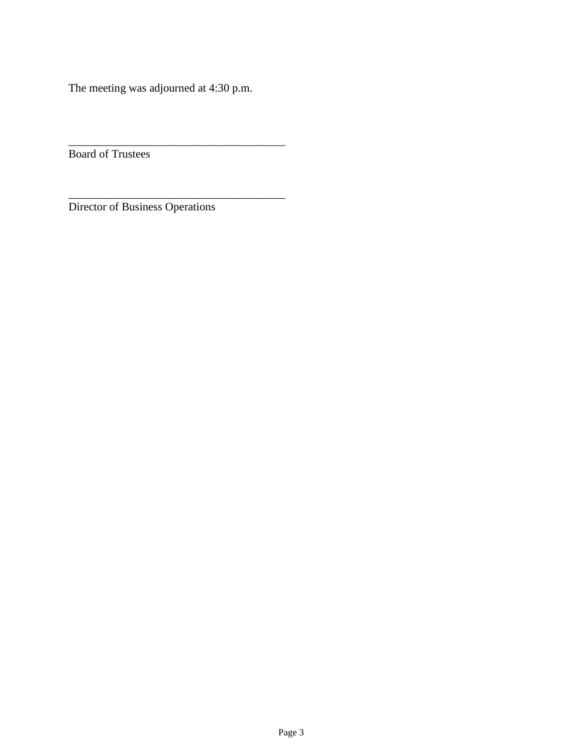The meeting was adjourned at 4:30 p.m.

_______________________________________
Board of Trustees

_______________________________________
Director of Business Operations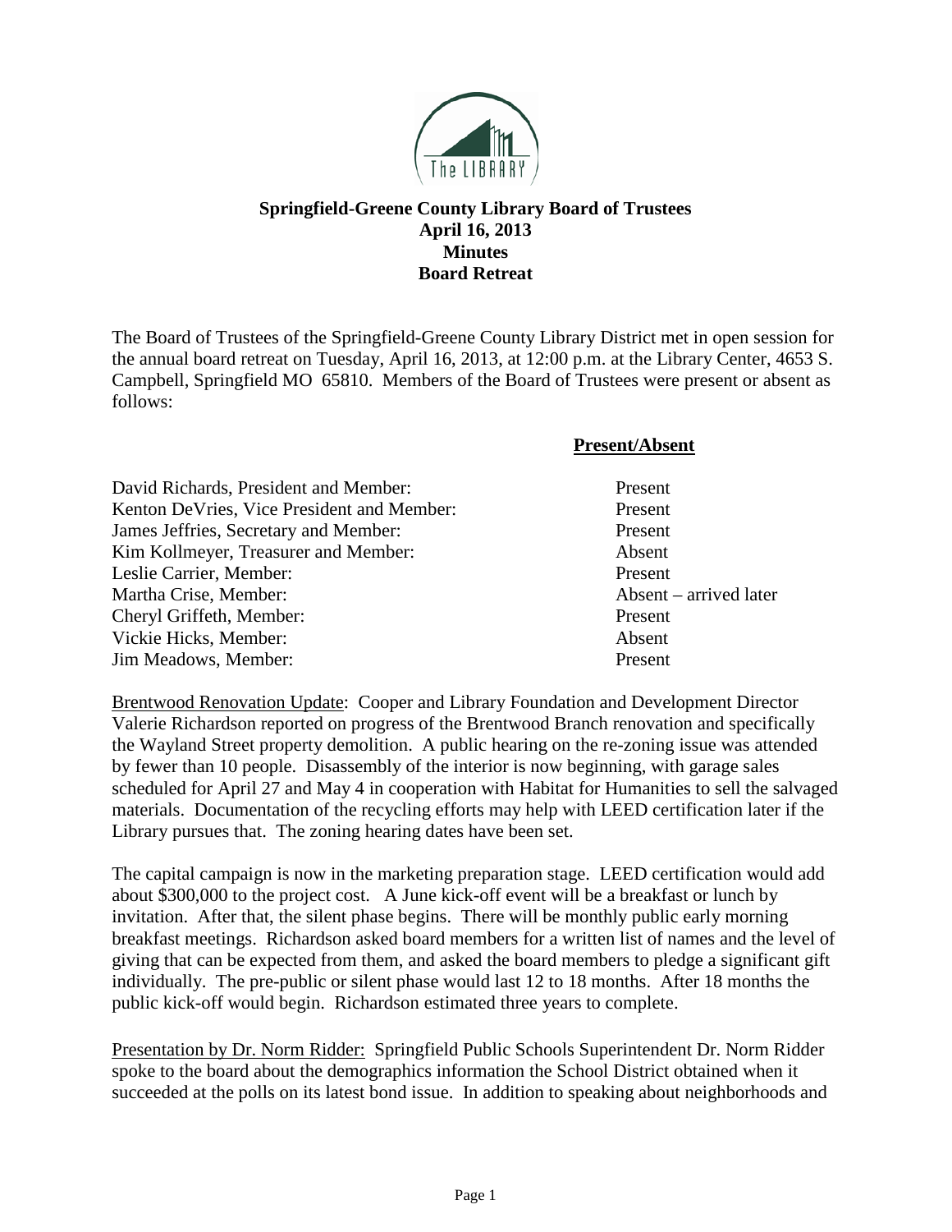# Springfield-Greene County Library Board of Trustees
## April 16, 2013
## Minutes
## Board Retreat

The Board of Trustees of the Springfield-Greene County Library District met in open session for the annual board retreat on Tuesday, April 16, 2013, at 12:00 p.m. at the Library Center, 4653 S. Campbell, Springfield MO 65810. Members of the Board of Trustees were present or absent as follows:

| | **Present/Absent** |
|---|---|
| David Richards, President and Member: | Present |
| Kenton DeVries, Vice President and Member: | Present |
| James Jeffries, Secretary and Member: | Present |
| Kim Kollmeyer, Treasurer and Member: | Absent |
| Leslie Carrier, Member: | Present |
| Martha Crise, Member: | Absent – arrived later |
| Cheryl Griffeth, Member: | Present |
| Vickie Hicks, Member: | Absent |
| Jim Meadows, Member: | Present |

Brentwood Renovation Update: Cooper and Library Foundation and Development Director Valerie Richardson reported on progress of the Brentwood Branch renovation and specifically the Wayland Street property demolition. A public hearing on the re-zoning issue was attended by fewer than 10 people. Disassembly of the interior is now beginning, with garage sales scheduled for April 27 and May 4 in cooperation with Habitat for Humanities to sell the salvaged materials. Documentation of the recycling efforts may help with LEED certification later if the Library pursues that. The zoning hearing dates have been set.

The capital campaign is now in the marketing preparation stage. LEED certification would add about $300,000 to the project cost. A June kick-off event will be a breakfast or lunch by invitation. After that, the silent phase begins. There will be monthly public early morning breakfast meetings. Richardson asked board members for a written list of names and the level of giving that can be expected from them, and asked the board members to pledge a significant gift individually. The pre-public or silent phase would last 12 to 18 months. After 18 months the public kick-off would begin. Richardson estimated three years to complete.

Presentation by Dr. Norm Ridder: Springfield Public Schools Superintendent Dr. Norm Ridder spoke to the board about the demographics information the School District obtained when it succeeded at the polls on its latest bond issue. In addition to speaking about neighborhoods and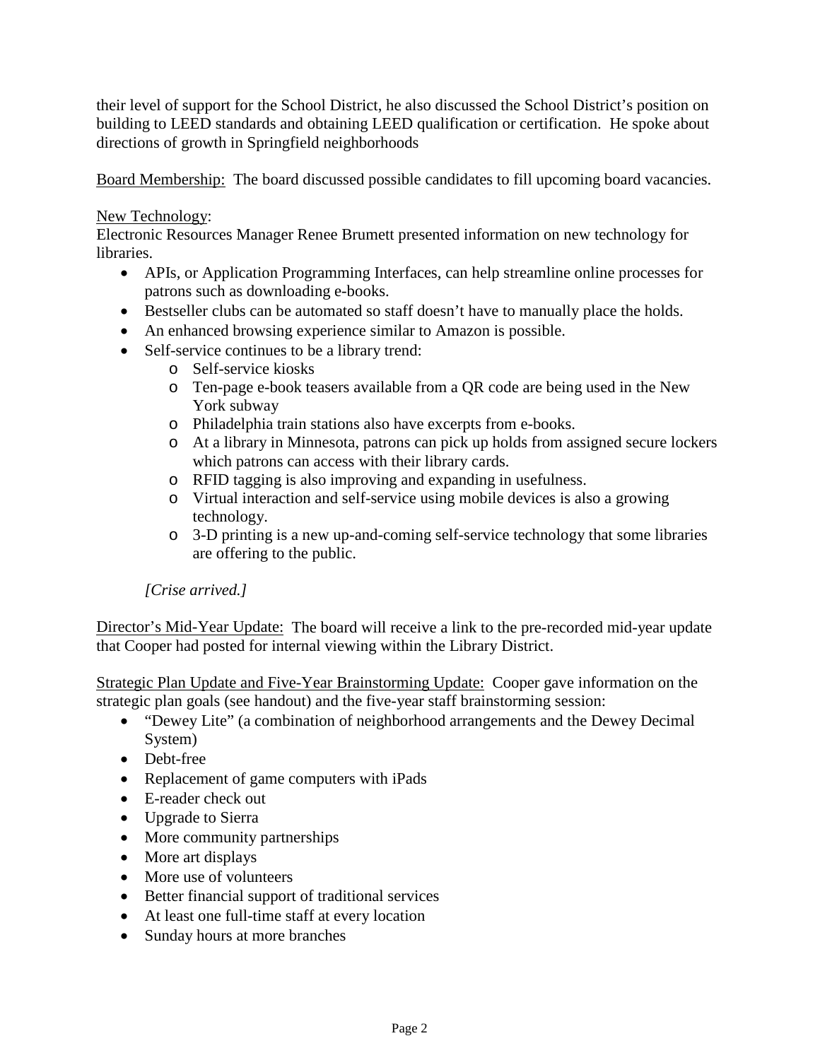their level of support for the School District, he also discussed the School District's position on building to LEED standards and obtaining LEED qualification or certification. He spoke about directions of growth in Springfield neighborhoods

<u>Board Membership:</u> The board discussed possible candidates to fill upcoming board vacancies.

<u>New Technology</u>:
Electronic Resources Manager Renee Brumett presented information on new technology for libraries.

- APIs, or Application Programming Interfaces, can help streamline online processes for patrons such as downloading e-books.
- Bestseller clubs can be automated so staff doesn't have to manually place the holds.
- An enhanced browsing experience similar to Amazon is possible.
- Self-service continues to be a library trend:
    - Self-service kiosks
    - Ten-page e-book teasers available from a QR code are being used in the New York subway
    - Philadelphia train stations also have excerpts from e-books.
    - At a library in Minnesota, patrons can pick up holds from assigned secure lockers which patrons can access with their library cards.
    - RFID tagging is also improving and expanding in usefulness.
    - Virtual interaction and self-service using mobile devices is also a growing technology.
    - 3-D printing is a new up-and-coming self-service technology that some libraries are offering to the public.

*[Crise arrived.]*

<u>Director's Mid-Year Update:</u> The board will receive a link to the pre-recorded mid-year update that Cooper had posted for internal viewing within the Library District.

<u>Strategic Plan Update and Five-Year Brainstorming Update:</u> Cooper gave information on the strategic plan goals (see handout) and the five-year staff brainstorming session:

- "Dewey Lite" (a combination of neighborhood arrangements and the Dewey Decimal System)
- Debt-free
- Replacement of game computers with iPads
- E-reader check out
- Upgrade to Sierra
- More community partnerships
- More art displays
- More use of volunteers
- Better financial support of traditional services
- At least one full-time staff at every location
- Sunday hours at more branches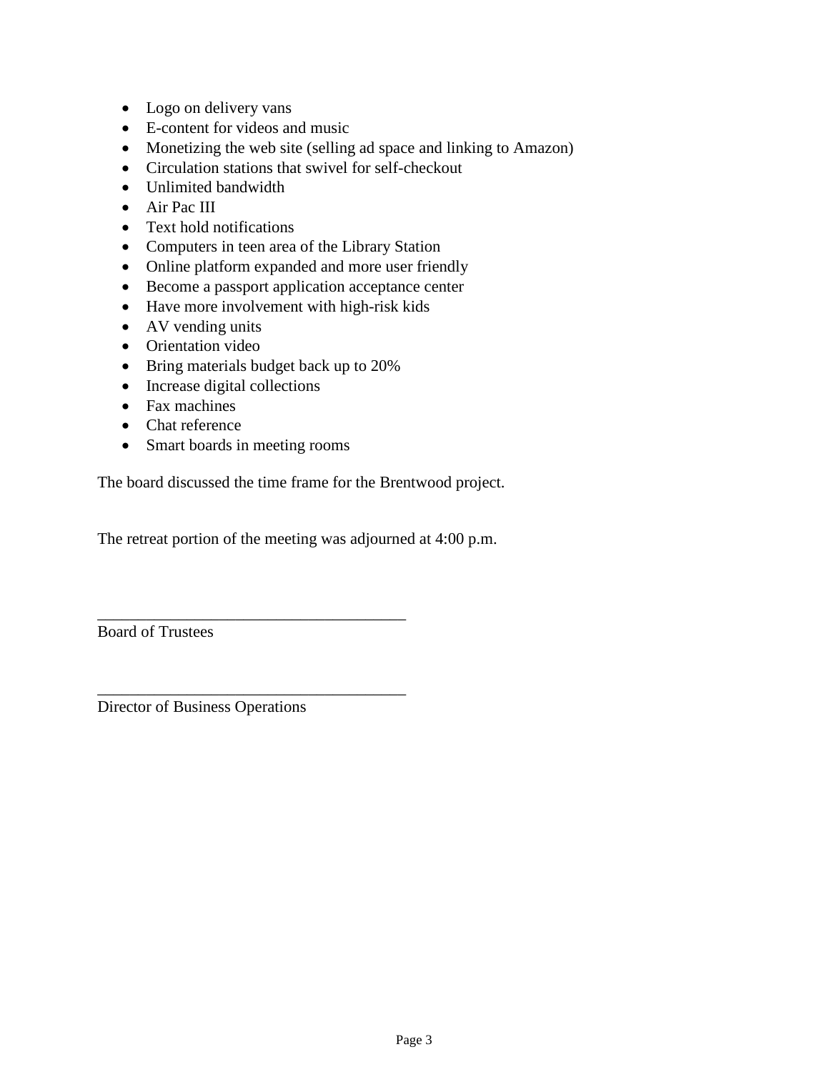- Logo on delivery vans
- E-content for videos and music
- Monetizing the web site (selling ad space and linking to Amazon)
- Circulation stations that swivel for self-checkout
- Unlimited bandwidth
- Air Pac III
- Text hold notifications
- Computers in teen area of the Library Station
- Online platform expanded and more user friendly
- Become a passport application acceptance center
- Have more involvement with high-risk kids
- AV vending units
- Orientation video
- Bring materials budget back up to 20%
- Increase digital collections
- Fax machines
- Chat reference
- Smart boards in meeting rooms

The board discussed the time frame for the Brentwood project.

The retreat portion of the meeting was adjourned at 4:00 p.m.

______________________________________
Board of Trustees

______________________________________
Director of Business Operations